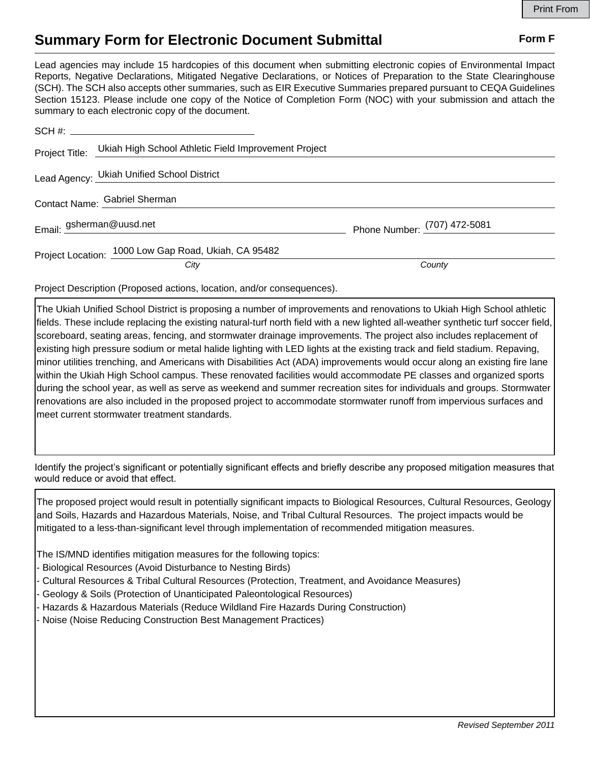Print From

# Summary Form for Electronic Document Submittal

**Form F**

Lead agencies may include 15 hardcopies of this document when submitting electronic copies of Environmental Impact Reports, Negative Declarations, Mitigated Negative Declarations, or Notices of Preparation to the State Clearinghouse (SCH). The SCH also accepts other summaries, such as EIR Executive Summaries prepared pursuant to CEQA Guidelines Section 15123. Please include one copy of the Notice of Completion Form (NOC) with your submission and attach the summary to each electronic copy of the document.

SCH #: ____________________

Project Title: Ukiah High School Athletic Field Improvement Project

Lead Agency: Ukiah Unified School District

Contact Name: Gabriel Sherman

Email: gsherman@uusd.net Phone Number: (707) 472-5081

Project Location: 1000 Low Gap Road, Ukiah, CA 95482
*City* *County*

Project Description (Proposed actions, location, and/or consequences).

The Ukiah Unified School District is proposing a number of improvements and renovations to Ukiah High School athletic fields. These include replacing the existing natural-turf north field with a new lighted all-weather synthetic turf soccer field, scoreboard, seating areas, fencing, and stormwater drainage improvements. The project also includes replacement of existing high pressure sodium or metal halide lighting with LED lights at the existing track and field stadium. Repaving, minor utilities trenching, and Americans with Disabilities Act (ADA) improvements would occur along an existing fire lane within the Ukiah High School campus. These renovated facilities would accommodate PE classes and organized sports during the school year, as well as serve as weekend and summer recreation sites for individuals and groups. Stormwater renovations are also included in the proposed project to accommodate stormwater runoff from impervious surfaces and meet current stormwater treatment standards.

Identify the project's significant or potentially significant effects and briefly describe any proposed mitigation measures that would reduce or avoid that effect.

The proposed project would result in potentially significant impacts to Biological Resources, Cultural Resources, Geology and Soils, Hazards and Hazardous Materials, Noise, and Tribal Cultural Resources. The project impacts would be mitigated to a less-than-significant level through implementation of recommended mitigation measures.

The IS/MND identifies mitigation measures for the following topics:
- Biological Resources (Avoid Disturbance to Nesting Birds)
- Cultural Resources & Tribal Cultural Resources (Protection, Treatment, and Avoidance Measures)
- Geology & Soils (Protection of Unanticipated Paleontological Resources)
- Hazards & Hazardous Materials (Reduce Wildland Fire Hazards During Construction)
- Noise (Noise Reducing Construction Best Management Practices)

*Revised September 2011*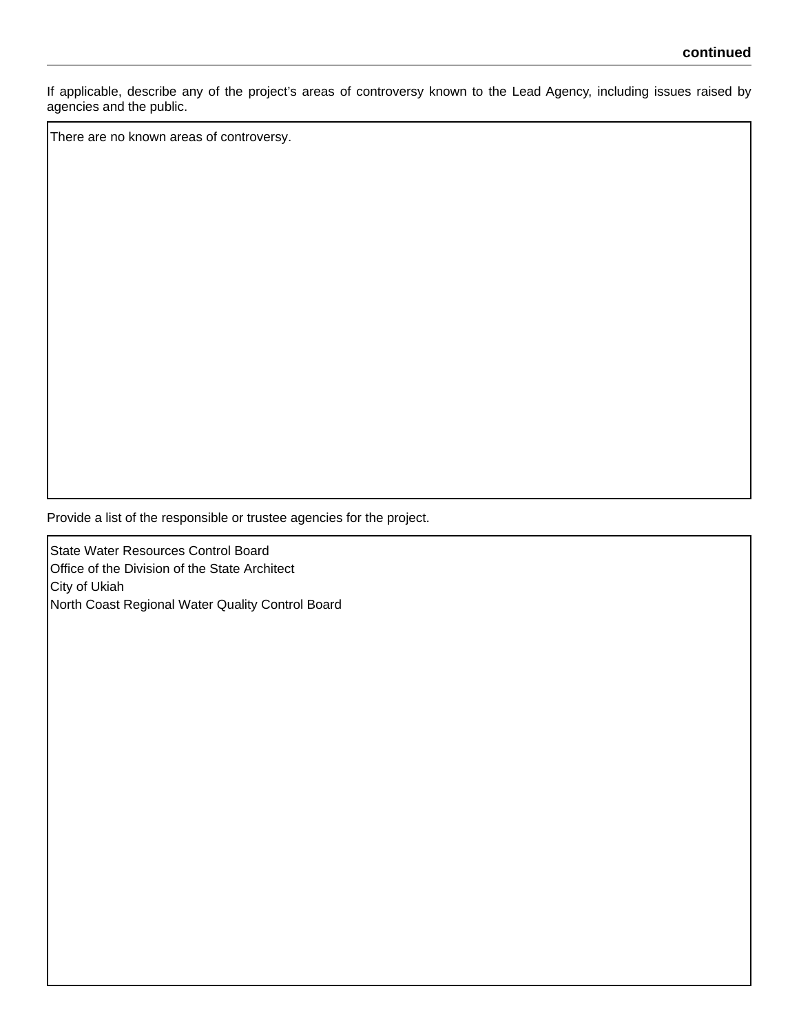**continued**

If applicable, describe any of the project's areas of controversy known to the Lead Agency, including issues raised by agencies and the public.

There are no known areas of controversy.

Provide a list of the responsible or trustee agencies for the project.

State Water Resources Control Board
Office of the Division of the State Architect
City of Ukiah
North Coast Regional Water Quality Control Board